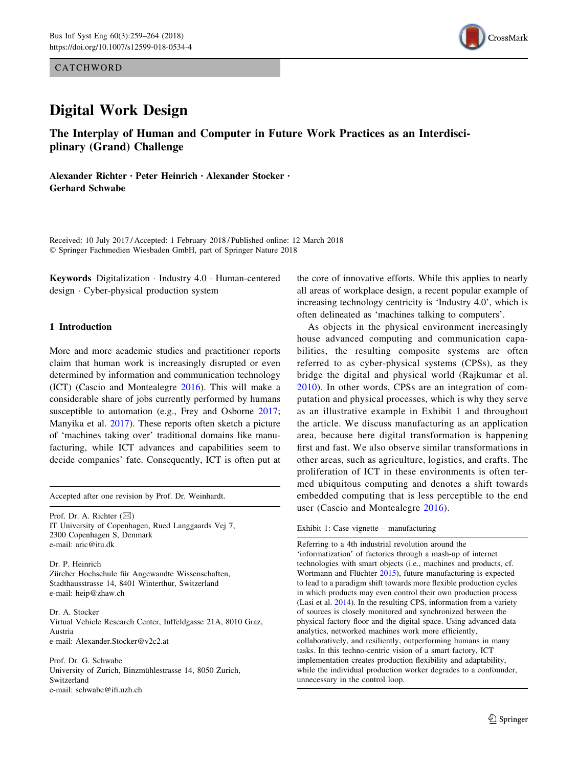CATCHWORD

# Digital Work Design

## The Interplay of Human and Computer in Future Work Practices as an Interdisciplinary (Grand) Challenge

**Alexander Richter · Peter Heinrich · Alexander Stocker · Gerhard Schwabe**

Received: 10 July 2017 / Accepted: 1 February 2018 / Published online: 12 March 2018
© Springer Fachmedien Wiesbaden GmbH, part of Springer Nature 2018

**Keywords** Digitalization · Industry 4.0 · Human-centered design · Cyber-physical production system

Accepted after one revision by Prof. Dr. Weinhardt.

Prof. Dr. A. Richter (✉)
IT University of Copenhagen, Rued Langgaards Vej 7, 2300 Copenhagen S, Denmark
e-mail: aric@itu.dk

Dr. P. Heinrich
Zürcher Hochschule für Angewandte Wissenschaften, Stadthausstrasse 14, 8401 Winterthur, Switzerland
e-mail: heip@zhaw.ch

Dr. A. Stocker
Virtual Vehicle Research Center, Inffeldgasse 21A, 8010 Graz, Austria
e-mail: Alexander.Stocker@v2c2.at

Prof. Dr. G. Schwabe
University of Zurich, Binzmühlestrasse 14, 8050 Zurich, Switzerland
e-mail: schwabe@ifi.uzh.ch

## 1 Introduction

More and more academic studies and practitioner reports claim that human work is increasingly disrupted or even determined by information and communication technology (ICT) (Cascio and Montealegre 2016). This will make a considerable share of jobs currently performed by humans susceptible to automation (e.g., Frey and Osborne 2017; Manyika et al. 2017). These reports often sketch a picture of 'machines taking over' traditional domains like manufacturing, while ICT advances and capabilities seem to decide companies' fate. Consequently, ICT is often put at the core of innovative efforts. While this applies to nearly all areas of workplace design, a recent popular example of increasing technology centricity is 'Industry 4.0', which is often delineated as 'machines talking to computers'.

As objects in the physical environment increasingly house advanced computing and communication capabilities, the resulting composite systems are often referred to as cyber-physical systems (CPSs), as they bridge the digital and physical world (Rajkumar et al. 2010). In other words, CPSs are an integration of computation and physical processes, which is why they serve as an illustrative example in Exhibit 1 and throughout the article. We discuss manufacturing as an application area, because here digital transformation is happening first and fast. We also observe similar transformations in other areas, such as agriculture, logistics, and crafts. The proliferation of ICT in these environments is often termed ubiquitous computing and denotes a shift towards embedded computing that is less perceptible to the end user (Cascio and Montealegre 2016).

Exhibit 1: Case vignette – manufacturing

Referring to a 4th industrial revolution around the 'informatization' of factories through a mash-up of internet technologies with smart objects (i.e., machines and products, cf. Wortmann and Flüchter 2015), future manufacturing is expected to lead to a paradigm shift towards more flexible production cycles in which products may even control their own production process (Lasi et al. 2014). In the resulting CPS, information from a variety of sources is closely monitored and synchronized between the physical factory floor and the digital space. Using advanced data analytics, networked machines work more efficiently, collaboratively, and resiliently, outperforming humans in many tasks. In this techno-centric vision of a smart factory, ICT implementation creates production flexibility and adaptability, while the individual production worker degrades to a confounder, unnecessary in the control loop.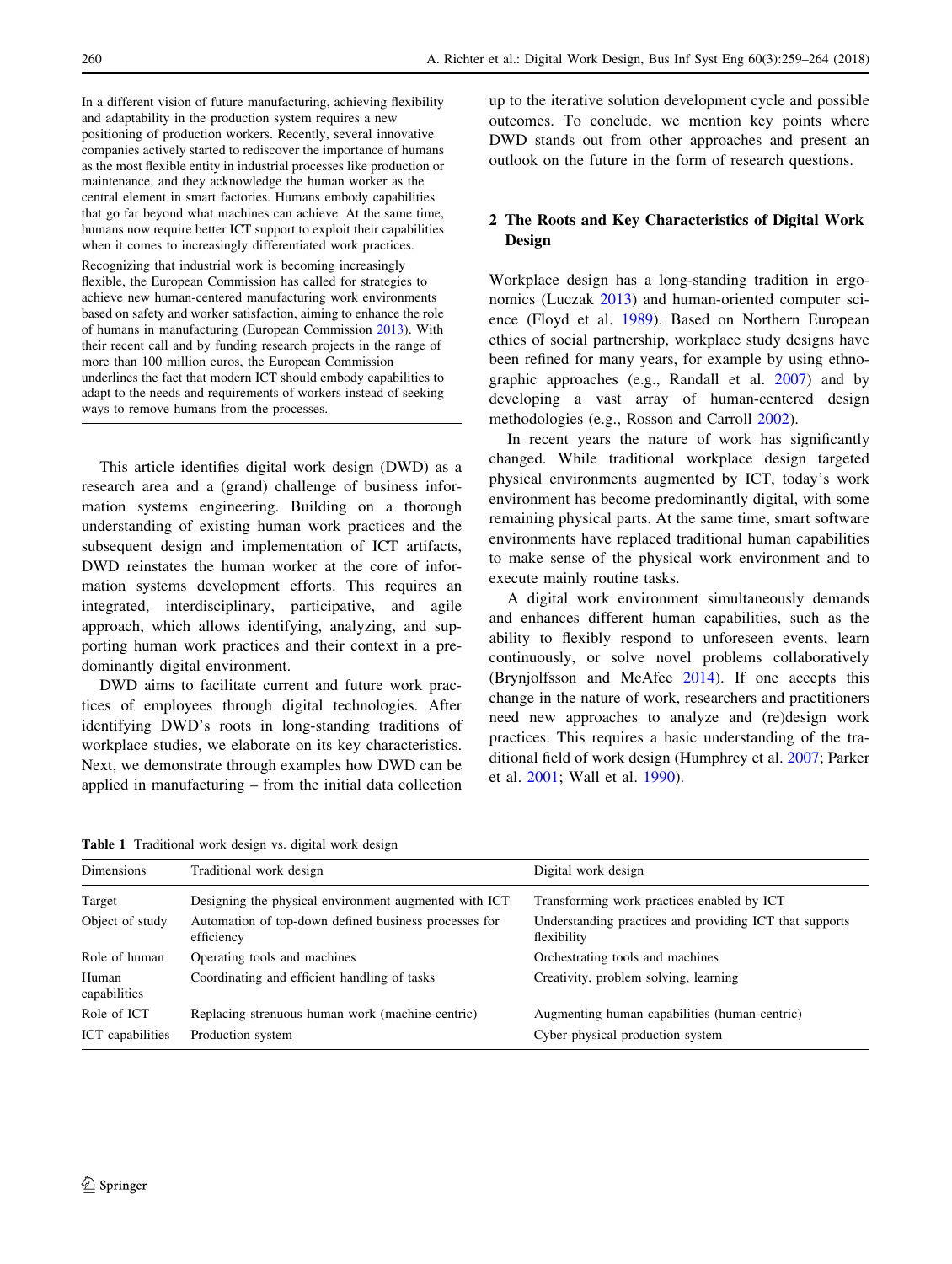In a different vision of future manufacturing, achieving flexibility and adaptability in the production system requires a new positioning of production workers. Recently, several innovative companies actively started to rediscover the importance of humans as the most flexible entity in industrial processes like production or maintenance, and they acknowledge the human worker as the central element in smart factories. Humans embody capabilities that go far beyond what machines can achieve. At the same time, humans now require better ICT support to exploit their capabilities when it comes to increasingly differentiated work practices.

Recognizing that industrial work is becoming increasingly flexible, the European Commission has called for strategies to achieve new human-centered manufacturing work environments based on safety and worker satisfaction, aiming to enhance the role of humans in manufacturing (European Commission 2013). With their recent call and by funding research projects in the range of more than 100 million euros, the European Commission underlines the fact that modern ICT should embody capabilities to adapt to the needs and requirements of workers instead of seeking ways to remove humans from the processes.

This article identifies digital work design (DWD) as a research area and a (grand) challenge of business information systems engineering. Building on a thorough understanding of existing human work practices and the subsequent design and implementation of ICT artifacts, DWD reinstates the human worker at the core of information systems development efforts. This requires an integrated, interdisciplinary, participative, and agile approach, which allows identifying, analyzing, and supporting human work practices and their context in a predominantly digital environment.

DWD aims to facilitate current and future work practices of employees through digital technologies. After identifying DWD's roots in long-standing traditions of workplace studies, we elaborate on its key characteristics. Next, we demonstrate through examples how DWD can be applied in manufacturing – from the initial data collection up to the iterative solution development cycle and possible outcomes. To conclude, we mention key points where DWD stands out from other approaches and present an outlook on the future in the form of research questions.

## 2 The Roots and Key Characteristics of Digital Work Design

Workplace design has a long-standing tradition in ergonomics (Luczak 2013) and human-oriented computer science (Floyd et al. 1989). Based on Northern European ethics of social partnership, workplace study designs have been refined for many years, for example by using ethnographic approaches (e.g., Randall et al. 2007) and by developing a vast array of human-centered design methodologies (e.g., Rosson and Carroll 2002).

In recent years the nature of work has significantly changed. While traditional workplace design targeted physical environments augmented by ICT, today's work environment has become predominantly digital, with some remaining physical parts. At the same time, smart software environments have replaced traditional human capabilities to make sense of the physical work environment and to execute mainly routine tasks.

A digital work environment simultaneously demands and enhances different human capabilities, such as the ability to flexibly respond to unforeseen events, learn continuously, or solve novel problems collaboratively (Brynjolfsson and McAfee 2014). If one accepts this change in the nature of work, researchers and practitioners need new approaches to analyze and (re)design work practices. This requires a basic understanding of the traditional field of work design (Humphrey et al. 2007; Parker et al. 2001; Wall et al. 1990).

**Table 1** Traditional work design vs. digital work design

| Dimensions | Traditional work design | Digital work design |
|---|---|---|
| Target | Designing the physical environment augmented with ICT | Transforming work practices enabled by ICT |
| Object of study | Automation of top-down defined business processes for efficiency | Understanding practices and providing ICT that supports flexibility |
| Role of human | Operating tools and machines | Orchestrating tools and machines |
| Human capabilities | Coordinating and efficient handling of tasks | Creativity, problem solving, learning |
| Role of ICT | Replacing strenuous human work (machine-centric) | Augmenting human capabilities (human-centric) |
| ICT capabilities | Production system | Cyber-physical production system |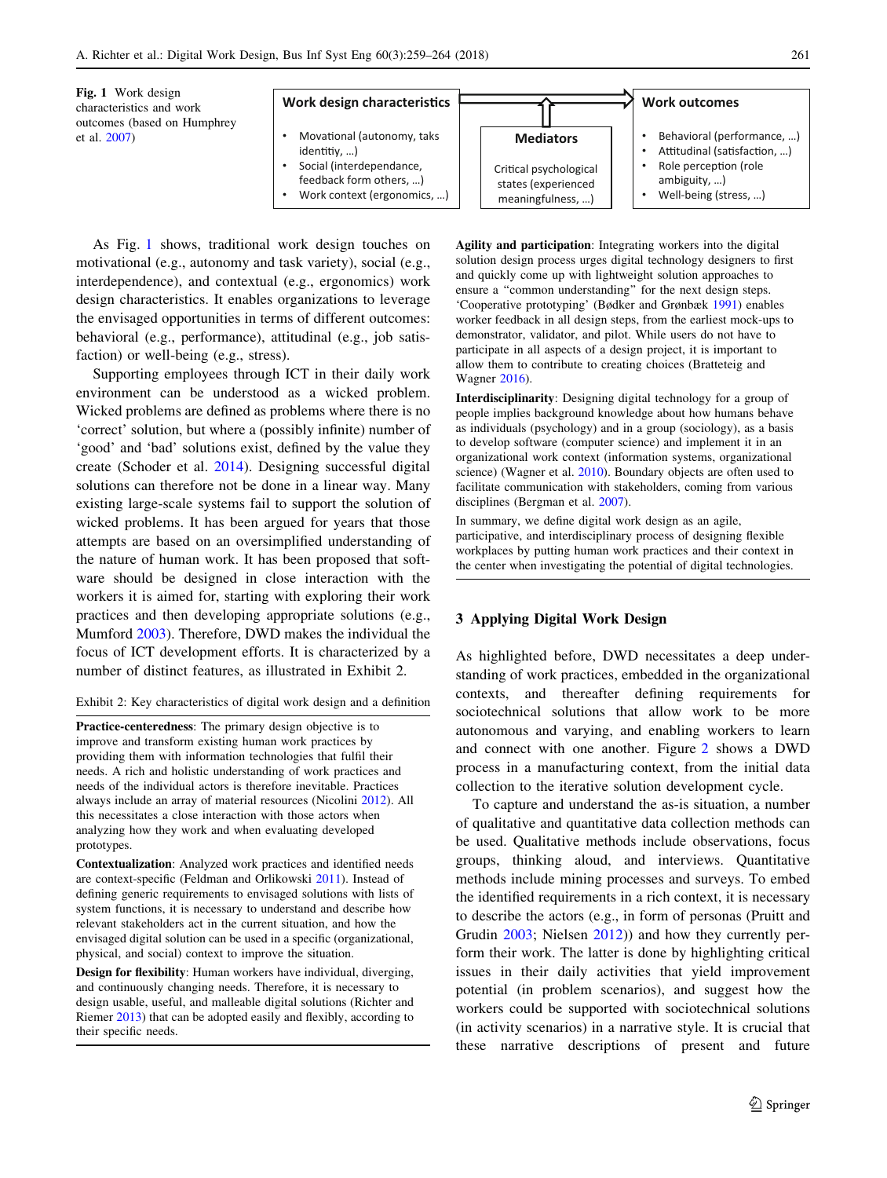**Fig. 1** Work design characteristics and work outcomes (based on Humphrey et al. 2007)

Work design characteristics

- Movational (autonomy, taks identitiy, …)
- Social (interdependance, feedback form others, …)
- Work context (ergonomics, …)

Mediators

Critical psychological states (experienced meaningfulness, …)

Work outcomes

- Behavioral (performance, …)
- Attitudinal (satisfaction, …)
- Role perception (role ambiguity, …)
- Well-being (stress, …)

As Fig. 1 shows, traditional work design touches on motivational (e.g., autonomy and task variety), social (e.g., interdependence), and contextual (e.g., ergonomics) work design characteristics. It enables organizations to leverage the envisaged opportunities in terms of different outcomes: behavioral (e.g., performance), attitudinal (e.g., job satisfaction) or well-being (e.g., stress).

Supporting employees through ICT in their daily work environment can be understood as a wicked problem. Wicked problems are defined as problems where there is no 'correct' solution, but where a (possibly infinite) number of 'good' and 'bad' solutions exist, defined by the value they create (Schoder et al. 2014). Designing successful digital solutions can therefore not be done in a linear way. Many existing large-scale systems fail to support the solution of wicked problems. It has been argued for years that those attempts are based on an oversimplified understanding of the nature of human work. It has been proposed that software should be designed in close interaction with the workers it is aimed for, starting with exploring their work practices and then developing appropriate solutions (e.g., Mumford 2003). Therefore, DWD makes the individual the focus of ICT development efforts. It is characterized by a number of distinct features, as illustrated in Exhibit 2.

Exhibit 2: Key characteristics of digital work design and a definition

**Practice-centeredness**: The primary design objective is to improve and transform existing human work practices by providing them with information technologies that fulfil their needs. A rich and holistic understanding of work practices and needs of the individual actors is therefore inevitable. Practices always include an array of material resources (Nicolini 2012). All this necessitates a close interaction with those actors when analyzing how they work and when evaluating developed prototypes.

**Contextualization**: Analyzed work practices and identified needs are context-specific (Feldman and Orlikowski 2011). Instead of defining generic requirements to envisaged solutions with lists of system functions, it is necessary to understand and describe how relevant stakeholders act in the current situation, and how the envisaged digital solution can be used in a specific (organizational, physical, and social) context to improve the situation.

**Design for flexibility**: Human workers have individual, diverging, and continuously changing needs. Therefore, it is necessary to design usable, useful, and malleable digital solutions (Richter and Riemer 2013) that can be adopted easily and flexibly, according to their specific needs.

**Agility and participation**: Integrating workers into the digital solution design process urges digital technology designers to first and quickly come up with lightweight solution approaches to ensure a "common understanding" for the next design steps. 'Cooperative prototyping' (Bødker and Grønbæk 1991) enables worker feedback in all design steps, from the earliest mock-ups to demonstrator, validator, and pilot. While users do not have to participate in all aspects of a design project, it is important to allow them to contribute to creating choices (Bratteteig and Wagner 2016).

**Interdisciplinarity**: Designing digital technology for a group of people implies background knowledge about how humans behave as individuals (psychology) and in a group (sociology), as a basis to develop software (computer science) and implement it in an organizational work context (information systems, organizational science) (Wagner et al. 2010). Boundary objects are often used to facilitate communication with stakeholders, coming from various disciplines (Bergman et al. 2007).

In summary, we define digital work design as an agile, participative, and interdisciplinary process of designing flexible workplaces by putting human work practices and their context in the center when investigating the potential of digital technologies.

## 3 Applying Digital Work Design

As highlighted before, DWD necessitates a deep understanding of work practices, embedded in the organizational contexts, and thereafter defining requirements for sociotechnical solutions that allow work to be more autonomous and varying, and enabling workers to learn and connect with one another. Figure 2 shows a DWD process in a manufacturing context, from the initial data collection to the iterative solution development cycle.

To capture and understand the as-is situation, a number of qualitative and quantitative data collection methods can be used. Qualitative methods include observations, focus groups, thinking aloud, and interviews. Quantitative methods include mining processes and surveys. To embed the identified requirements in a rich context, it is necessary to describe the actors (e.g., in form of personas (Pruitt and Grudin 2003; Nielsen 2012)) and how they currently perform their work. The latter is done by highlighting critical issues in their daily activities that yield improvement potential (in problem scenarios), and suggest how the workers could be supported with sociotechnical solutions (in activity scenarios) in a narrative style. It is crucial that these narrative descriptions of present and future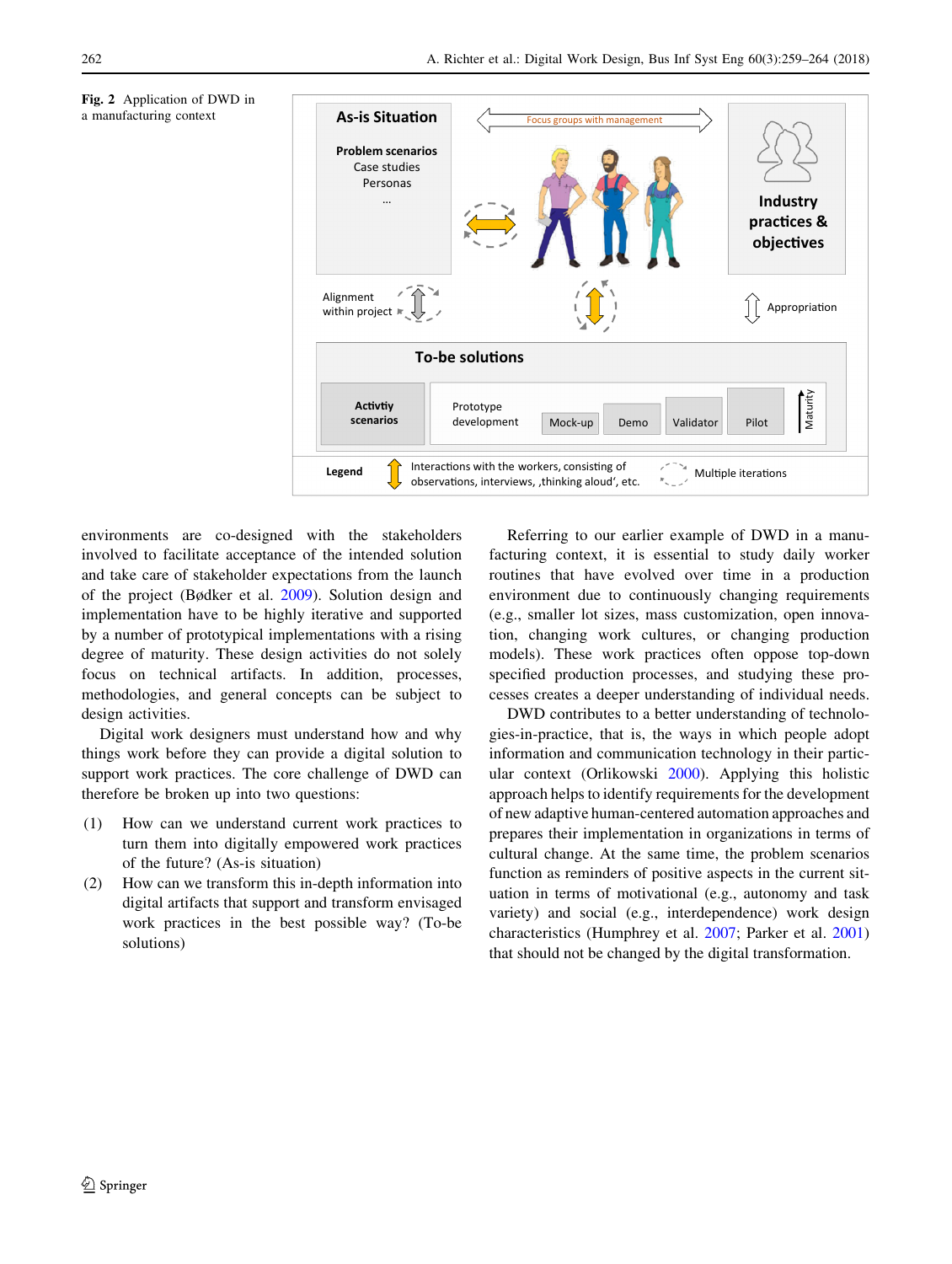**Fig. 2** Application of DWD in a manufacturing context

environments are co-designed with the stakeholders involved to facilitate acceptance of the intended solution and take care of stakeholder expectations from the launch of the project (Bødker et al. 2009). Solution design and implementation have to be highly iterative and supported by a number of prototypical implementations with a rising degree of maturity. These design activities do not solely focus on technical artifacts. In addition, processes, methodologies, and general concepts can be subject to design activities.

Digital work designers must understand how and why things work before they can provide a digital solution to support work practices. The core challenge of DWD can therefore be broken up into two questions:

(1) How can we understand current work practices to turn them into digitally empowered work practices of the future? (As-is situation)

(2) How can we transform this in-depth information into digital artifacts that support and transform envisaged work practices in the best possible way? (To-be solutions)

Referring to our earlier example of DWD in a manufacturing context, it is essential to study daily worker routines that have evolved over time in a production environment due to continuously changing requirements (e.g., smaller lot sizes, mass customization, open innovation, changing work cultures, or changing production models). These work practices often oppose top-down specified production processes, and studying these processes creates a deeper understanding of individual needs.

DWD contributes to a better understanding of technologies-in-practice, that is, the ways in which people adopt information and communication technology in their particular context (Orlikowski 2000). Applying this holistic approach helps to identify requirements for the development of new adaptive human-centered automation approaches and prepares their implementation in organizations in terms of cultural change. At the same time, the problem scenarios function as reminders of positive aspects in the current situation in terms of motivational (e.g., autonomy and task variety) and social (e.g., interdependence) work design characteristics (Humphrey et al. 2007; Parker et al. 2001) that should not be changed by the digital transformation.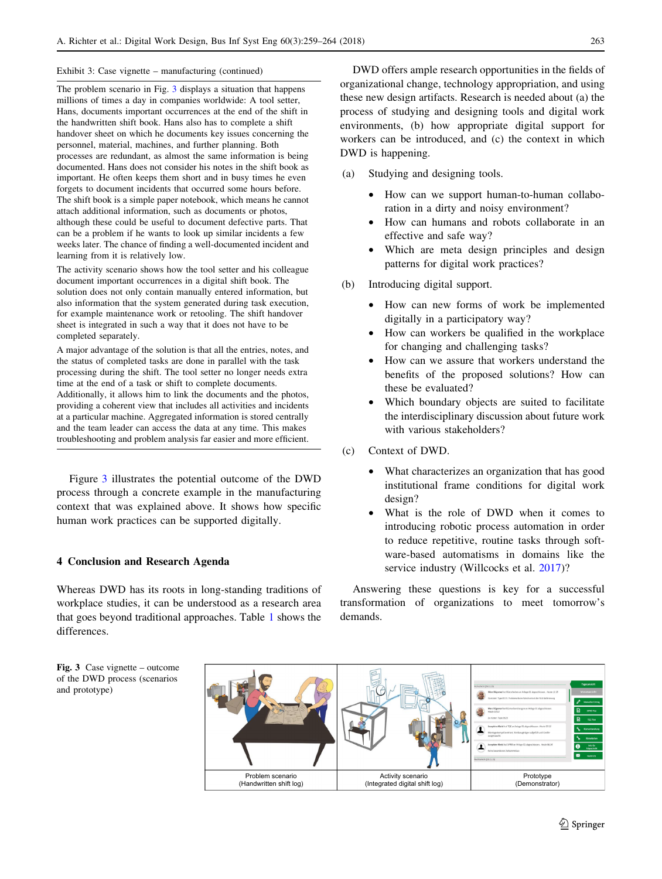Exhibit 3: Case vignette – manufacturing (continued)

The problem scenario in Fig. 3 displays a situation that happens millions of times a day in companies worldwide: A tool setter, Hans, documents important occurrences at the end of the shift in the handwritten shift book. Hans also has to complete a shift handover sheet on which he documents key issues concerning the personnel, material, machines, and further planning. Both processes are redundant, as almost the same information is being documented. Hans does not consider his notes in the shift book as important. He often keeps them short and in busy times he even forgets to document incidents that occurred some hours before. The shift book is a simple paper notebook, which means he cannot attach additional information, such as documents or photos, although these could be useful to document defective parts. That can be a problem if he wants to look up similar incidents a few weeks later. The chance of finding a well-documented incident and learning from it is relatively low.

The activity scenario shows how the tool setter and his colleague document important occurrences in a digital shift book. The solution does not only contain manually entered information, but also information that the system generated during task execution, for example maintenance work or retooling. The shift handover sheet is integrated in such a way that it does not have to be completed separately.

A major advantage of the solution is that all the entries, notes, and the status of completed tasks are done in parallel with the task processing during the shift. The tool setter no longer needs extra time at the end of a task or shift to complete documents. Additionally, it allows him to link the documents and the photos, providing a coherent view that includes all activities and incidents at a particular machine. Aggregated information is stored centrally and the team leader can access the data at any time. This makes troubleshooting and problem analysis far easier and more efficient.

Figure 3 illustrates the potential outcome of the DWD process through a concrete example in the manufacturing context that was explained above. It shows how specific human work practices can be supported digitally.

## 4 Conclusion and Research Agenda

Whereas DWD has its roots in long-standing traditions of workplace studies, it can be understood as a research area that goes beyond traditional approaches. Table 1 shows the differences.

DWD offers ample research opportunities in the fields of organizational change, technology appropriation, and using these new design artifacts. Research is needed about (a) the process of studying and designing tools and digital work environments, (b) how appropriate digital support for workers can be introduced, and (c) the context in which DWD is happening.

(a) Studying and designing tools.

- How can we support human-to-human collaboration in a dirty and noisy environment?
- How can humans and robots collaborate in an effective and safe way?
- Which are meta design principles and design patterns for digital work practices?

(b) Introducing digital support.

- How can new forms of work be implemented digitally in a participatory way?
- How can workers be qualified in the workplace for changing and challenging tasks?
- How can we assure that workers understand the benefits of the proposed solutions? How can these be evaluated?
- Which boundary objects are suited to facilitate the interdisciplinary discussion about future work with various stakeholders?

(c) Context of DWD.

- What characterizes an organization that has good institutional frame conditions for digital work design?
- What is the role of DWD when it comes to introducing robotic process automation in order to reduce repetitive, routine tasks through software-based automatisms in domains like the service industry (Willcocks et al. 2017)?

Answering these questions is key for a successful transformation of organizations to meet tomorrow's demands.

Problem scenario (Handwritten shift log)

Activity scenario (Integrated digital shift log)

Prototype (Demonstrator)

Fig. 3 Case vignette – outcome of the DWD process (scenarios and prototype)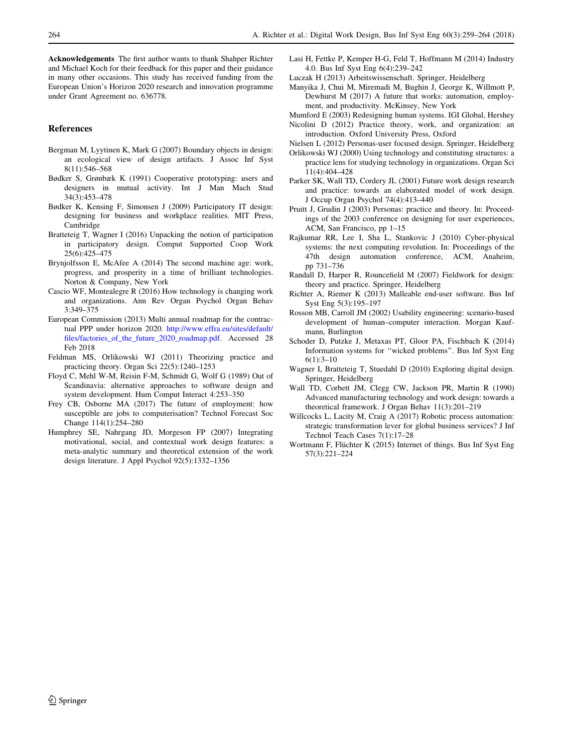**Acknowledgements** The first author wants to thank Shahper Richter and Michael Koch for their feedback for this paper and their guidance in many other occasions. This study has received funding from the European Union's Horizon 2020 research and innovation programme under Grant Agreement no. 636778.

## References

Bergman M, Lyytinen K, Mark G (2007) Boundary objects in design: an ecological view of design artifacts. J Assoc Inf Syst 8(11):546–568

Bødker S, Grønbæk K (1991) Cooperative prototyping: users and designers in mutual activity. Int J Man Mach Stud 34(3):453–478

Bødker K, Kensing F, Simonsen J (2009) Participatory IT design: designing for business and workplace realities. MIT Press, Cambridge

Bratteteig T, Wagner I (2016) Unpacking the notion of participation in participatory design. Comput Supported Coop Work 25(6):425–475

Brynjolfsson E, McAfee A (2014) The second machine age: work, progress, and prosperity in a time of brilliant technologies. Norton & Company, New York

Cascio WF, Montealegre R (2016) How technology is changing work and organizations. Ann Rev Organ Psychol Organ Behav 3:349–375

European Commission (2013) Multi annual roadmap for the contractual PPP under horizon 2020. http://www.effra.eu/sites/default/files/factories_of_the_future_2020_roadmap.pdf. Accessed 28 Feb 2018

Feldman MS, Orlikowski WJ (2011) Theorizing practice and practicing theory. Organ Sci 22(5):1240–1253

Floyd C, Mehl W-M, Reisin F-M, Schmidt G, Wolf G (1989) Out of Scandinavia: alternative approaches to software design and system development. Hum Comput Interact 4:253–350

Frey CB, Osborne MA (2017) The future of employment: how susceptible are jobs to computerisation? Technol Forecast Soc Change 114(1):254–280

Humphrey SE, Nahrgang JD, Morgeson FP (2007) Integrating motivational, social, and contextual work design features: a meta-analytic summary and theoretical extension of the work design literature. J Appl Psychol 92(5):1332–1356

Lasi H, Fettke P, Kemper H-G, Feld T, Hoffmann M (2014) Industry 4.0. Bus Inf Syst Eng 6(4):239–242

Luczak H (2013) Arbeitswissenschaft. Springer, Heidelberg

Manyika J, Chui M, Miremadi M, Bughin J, George K, Willmott P, Dewhurst M (2017) A future that works: automation, employment, and productivity. McKinsey, New York

Mumford E (2003) Redesigning human systems. IGI Global, Hershey

Nicolini D (2012) Practice theory, work, and organization: an introduction. Oxford University Press, Oxford

Nielsen L (2012) Personas-user focused design. Springer, Heidelberg

Orlikowski WJ (2000) Using technology and constituting structures: a practice lens for studying technology in organizations. Organ Sci 11(4):404–428

Parker SK, Wall TD, Cordery JL (2001) Future work design research and practice: towards an elaborated model of work design. J Occup Organ Psychol 74(4):413–440

Pruitt J, Grudin J (2003) Personas: practice and theory. In: Proceedings of the 2003 conference on designing for user experiences, ACM, San Francisco, pp 1–15

Rajkumar RR, Lee I, Sha L, Stankovic J (2010) Cyber-physical systems: the next computing revolution. In: Proceedings of the 47th design automation conference, ACM, Anaheim, pp 731–736

Randall D, Harper R, Rouncefield M (2007) Fieldwork for design: theory and practice. Springer, Heidelberg

Richter A, Riemer K (2013) Malleable end-user software. Bus Inf Syst Eng 5(3):195–197

Rosson MB, Carroll JM (2002) Usability engineering: scenario-based development of human–computer interaction. Morgan Kaufmann, Burlington

Schoder D, Putzke J, Metaxas PT, Gloor PA, Fischbach K (2014) Information systems for "wicked problems". Bus Inf Syst Eng 6(1):3–10

Wagner I, Bratteteig T, Stuedahl D (2010) Exploring digital design. Springer, Heidelberg

Wall TD, Corbett JM, Clegg CW, Jackson PR, Martin R (1990) Advanced manufacturing technology and work design: towards a theoretical framework. J Organ Behav 11(3):201–219

Willcocks L, Lacity M, Craig A (2017) Robotic process automation: strategic transformation lever for global business services? J Inf Technol Teach Cases 7(1):17–28

Wortmann F, Flüchter K (2015) Internet of things. Bus Inf Syst Eng 57(3):221–224